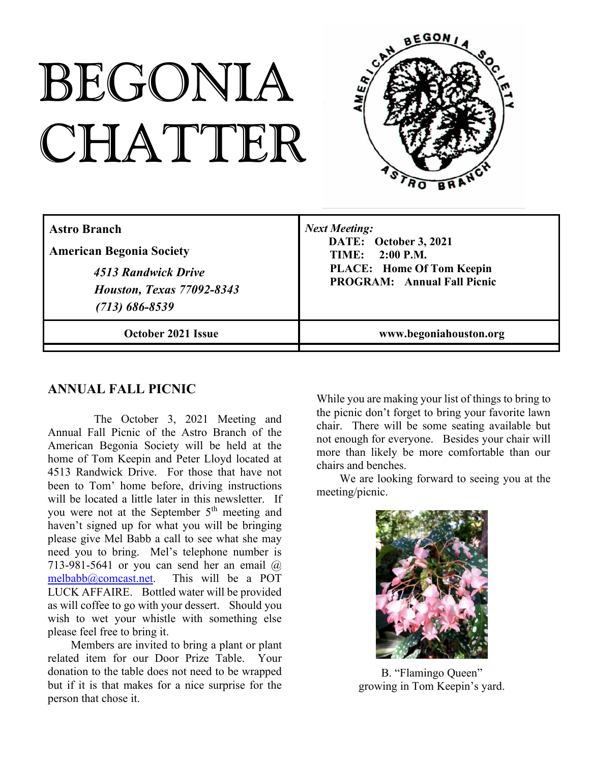# BEGONIA CHATTER

| **Astro Branch**<br>**American Begonia Society**<br>***4513 Randwick Drive***<br>***Houston, Texas 77092-8343***<br>***(713) 686-8539*** | ***Next Meeting:***<br>**DATE: October 3, 2021**<br>**TIME: 2:00 P.M.**<br>**PLACE: Home Of Tom Keepin**<br>**PROGRAM: Annual Fall Picnic** |
|---|---|
| **October 2021 Issue** | **www.begoniahouston.org** |

## ANNUAL FALL PICNIC

The October 3, 2021 Meeting and Annual Fall Picnic of the Astro Branch of the American Begonia Society will be held at the home of Tom Keepin and Peter Lloyd located at 4513 Randwick Drive. For those that have not been to Tom' home before, driving instructions will be located a little later in this newsletter. If you were not at the September 5th meeting and haven't signed up for what you will be bringing please give Mel Babb a call to see what she may need you to bring. Mel's telephone number is 713-981-5641 or you can send her an email @ melbabb@comcast.net. This will be a POT LUCK AFFAIRE. Bottled water will be provided as will coffee to go with your dessert. Should you wish to wet your whistle with something else please feel free to bring it.

Members are invited to bring a plant or plant related item for our Door Prize Table. Your donation to the table does not need to be wrapped but if it is that makes for a nice surprise for the person that chose it.

While you are making your list of things to bring to the picnic don't forget to bring your favorite lawn chair. There will be some seating available but not enough for everyone. Besides your chair will more than likely be more comfortable than our chairs and benches.

We are looking forward to seeing you at the meeting/picnic.

B. "Flamingo Queen" growing in Tom Keepin's yard.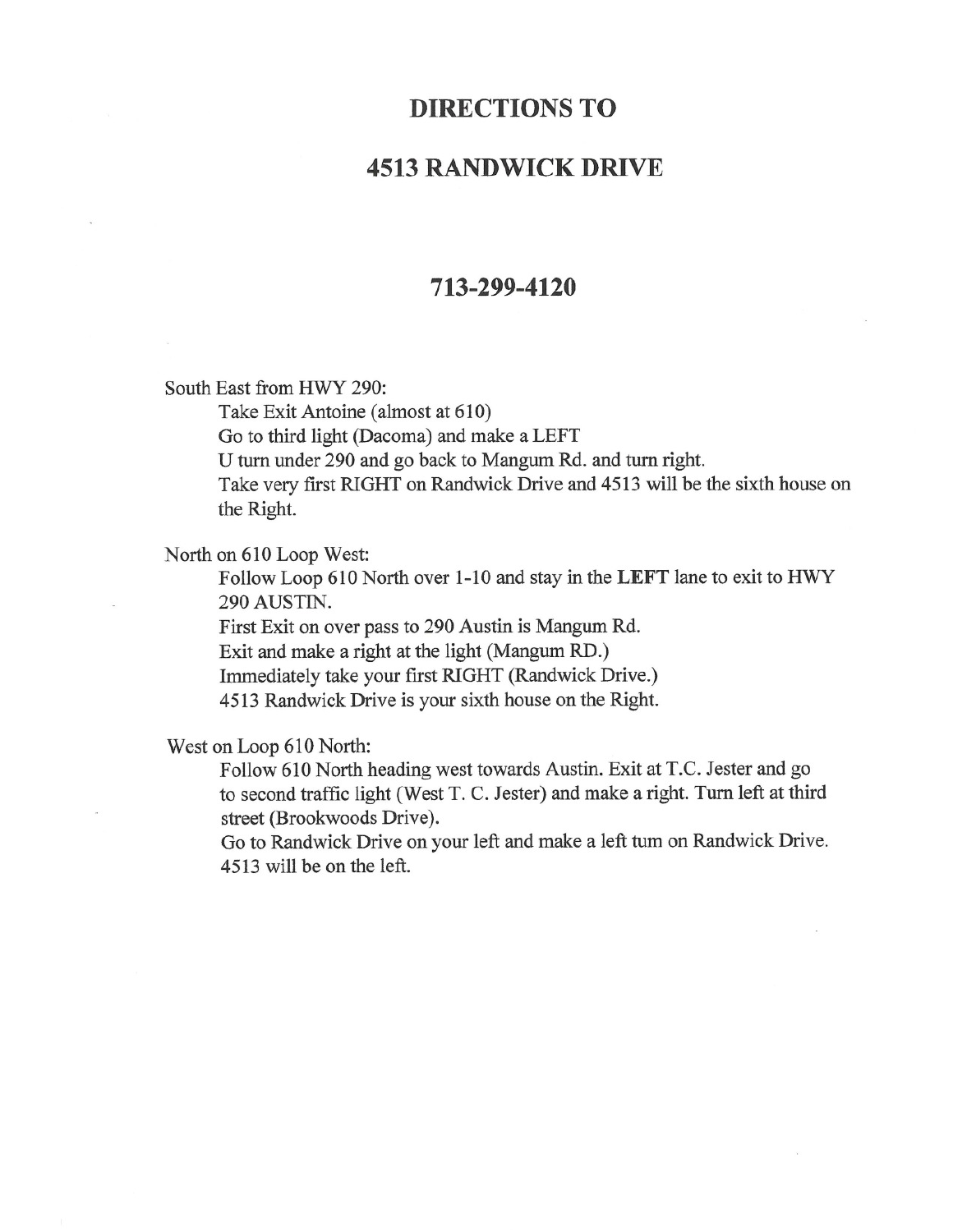# DIRECTIONS TO

# 4513 RANDWICK DRIVE

## 713-299-4120

South East from HWY 290:

Take Exit Antoine (almost at 610)
Go to third light (Dacoma) and make a LEFT
U turn under 290 and go back to Mangum Rd. and turn right.
Take very first RIGHT on Randwick Drive and 4513 will be the sixth house on the Right.

North on 610 Loop West:

Follow Loop 610 North over 1-10 and stay in the **LEFT** lane to exit to HWY 290 AUSTIN.
First Exit on over pass to 290 Austin is Mangum Rd.
Exit and make a right at the light (Mangum RD.)
Immediately take your first RIGHT (Randwick Drive.)
4513 Randwick Drive is your sixth house on the Right.

West on Loop 610 North:

Follow 610 North heading west towards Austin. Exit at T.C. Jester and go to second traffic light (West T. C. Jester) and make a right. Turn left at third street (Brookwoods Drive).
Go to Randwick Drive on your left and make a left turn on Randwick Drive. 4513 will be on the left.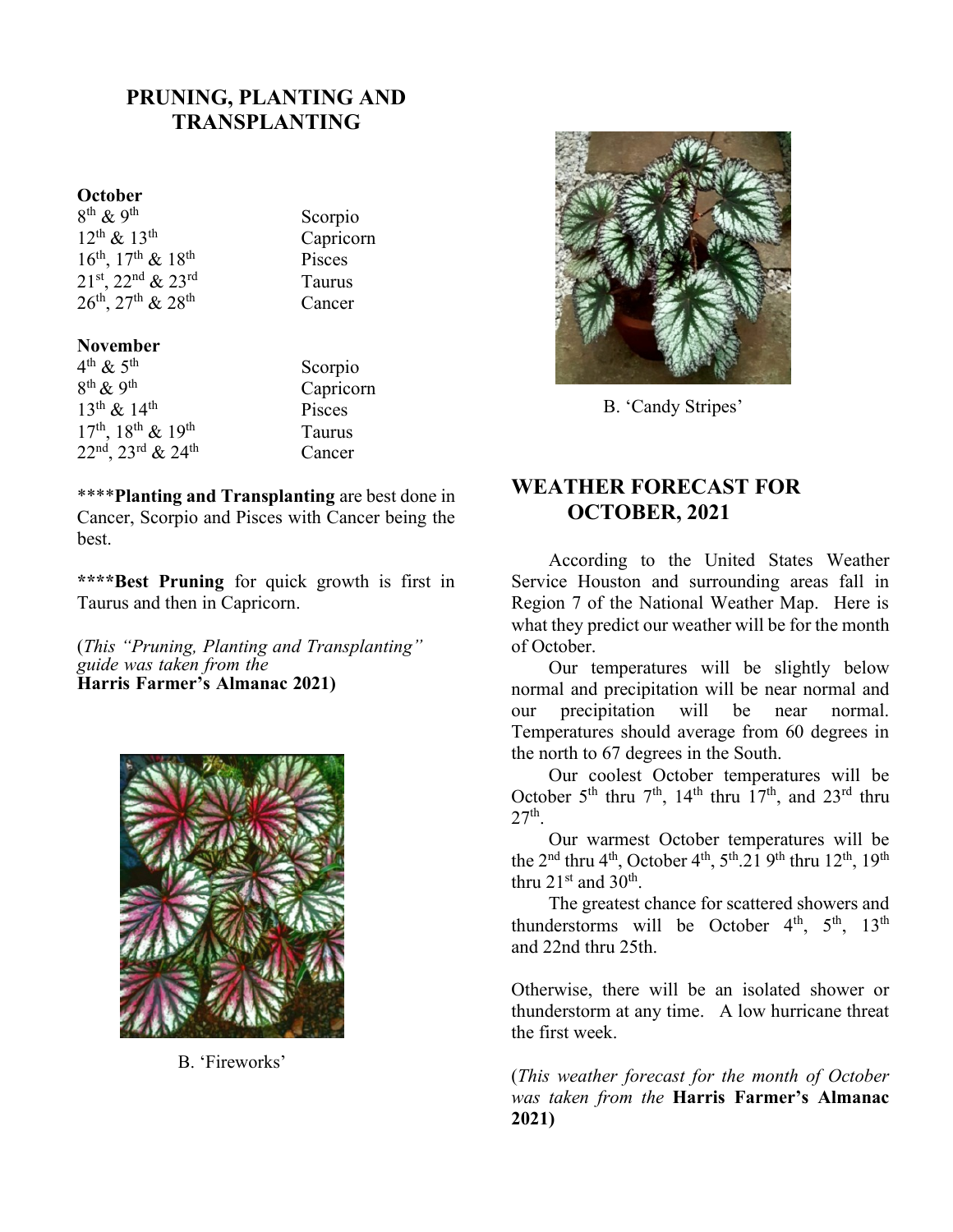## PRUNING, PLANTING AND TRANSPLANTING

**October**

| | |
|---|---|
| 8th & 9th | Scorpio |
| 12th & 13th | Capricorn |
| 16th, 17th & 18th | Pisces |
| 21st, 22nd & 23rd | Taurus |
| 26th, 27th & 28th | Cancer |

**November**

| | |
|---|---|
| 4th & 5th | Scorpio |
| 8th & 9th | Capricorn |
| 13th & 14th | Pisces |
| 17th, 18th & 19th | Taurus |
| 22nd, 23rd & 24th | Cancer |

****Planting and Transplanting** are best done in Cancer, Scorpio and Pisces with Cancer being the best.

****Best Pruning** for quick growth is first in Taurus and then in Capricorn.

(*This "Pruning, Planting and Transplanting" guide was taken from the* **Harris Farmer's Almanac 2021)**

B. 'Fireworks'

B. 'Candy Stripes'

## WEATHER FORECAST FOR OCTOBER, 2021

According to the United States Weather Service Houston and surrounding areas fall in Region 7 of the National Weather Map. Here is what they predict our weather will be for the month of October.

Our temperatures will be slightly below normal and precipitation will be near normal and our precipitation will be near normal. Temperatures should average from 60 degrees in the north to 67 degrees in the South.

Our coolest October temperatures will be October 5th thru 7th, 14th thru 17th, and 23rd thru 27th.

Our warmest October temperatures will be the 2nd thru 4th, October 4th, 5th.21 9th thru 12th, 19th thru 21st and 30th.

The greatest chance for scattered showers and thunderstorms will be October 4th, 5th, 13th and 22nd thru 25th.

Otherwise, there will be an isolated shower or thunderstorm at any time. A low hurricane threat the first week.

(*This weather forecast for the month of October was taken from the* **Harris Farmer's Almanac 2021)**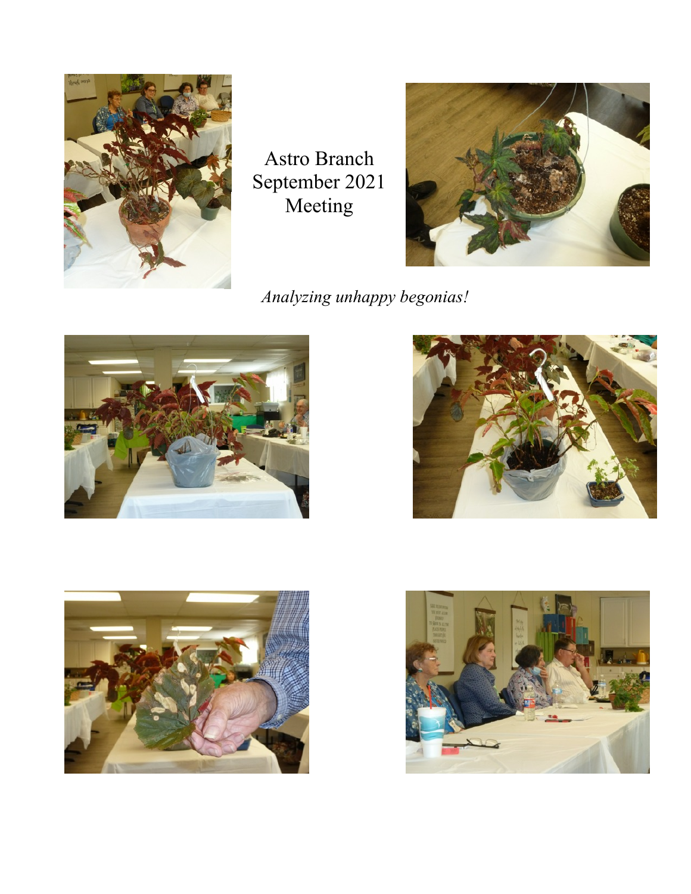Astro Branch
September 2021
Meeting

*Analyzing unhappy begonias!*